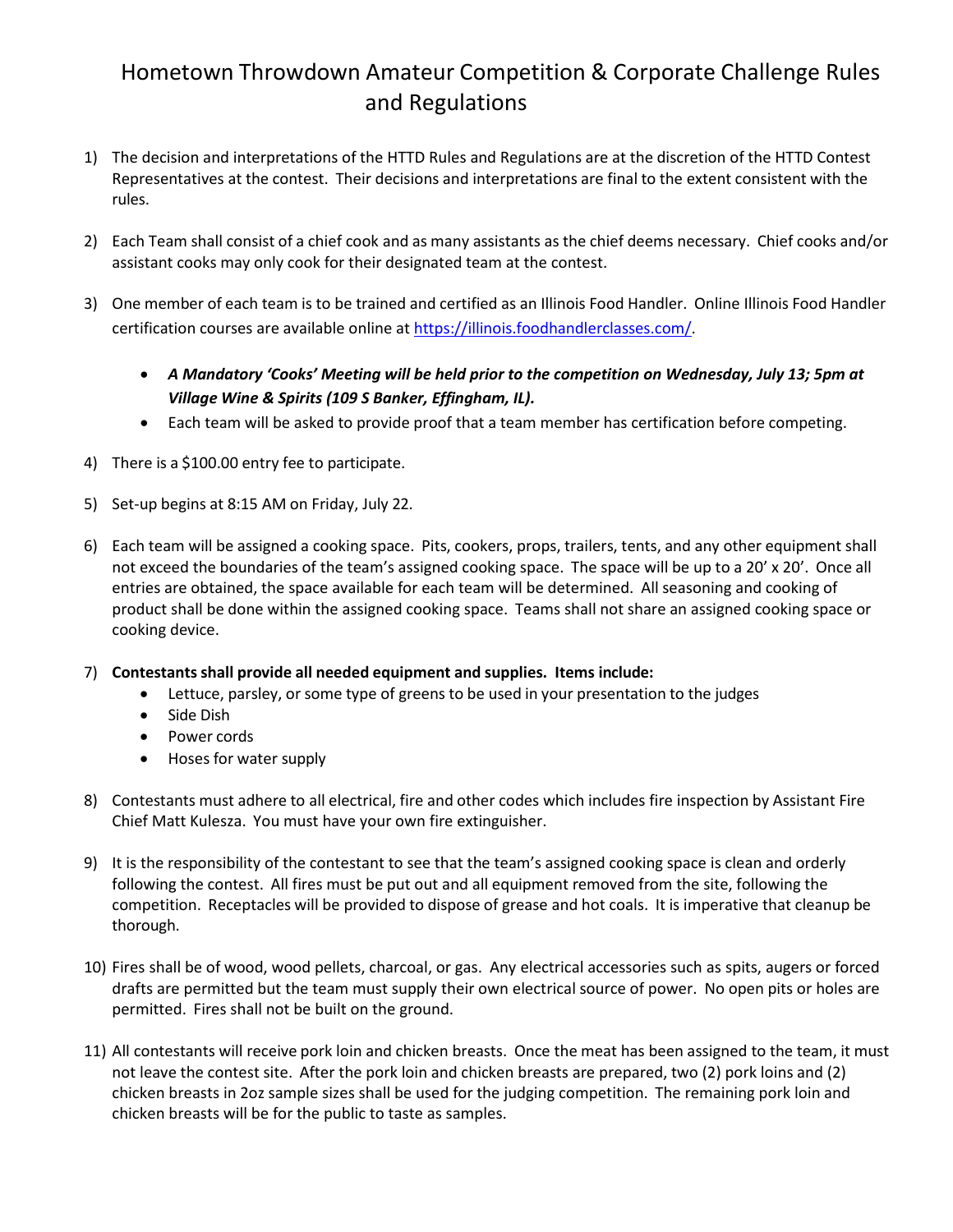# Hometown Throwdown Amateur Competition & Corporate Challenge Rules and Regulations

1) The decision and interpretations of the HTTD Rules and Regulations are at the discretion of the HTTD Contest Representatives at the contest. Their decisions and interpretations are final to the extent consistent with the rules.

2) Each Team shall consist of a chief cook and as many assistants as the chief deems necessary. Chief cooks and/or assistant cooks may only cook for their designated team at the contest.

3) One member of each team is to be trained and certified as an Illinois Food Handler. Online Illinois Food Handler certification courses are available online at [https://illinois.foodhandlerclasses.com/](https://illinois.foodhandlerclasses.com/).
   - ***A Mandatory 'Cooks' Meeting will be held prior to the competition on Wednesday, July 13; 5pm at Village Wine & Spirits (109 S Banker, Effingham, IL).***
   - Each team will be asked to provide proof that a team member has certification before competing.

4) There is a $100.00 entry fee to participate.

5) Set-up begins at 8:15 AM on Friday, July 22.

6) Each team will be assigned a cooking space. Pits, cookers, props, trailers, tents, and any other equipment shall not exceed the boundaries of the team's assigned cooking space. The space will be up to a 20' x 20'. Once all entries are obtained, the space available for each team will be determined. All seasoning and cooking of product shall be done within the assigned cooking space. Teams shall not share an assigned cooking space or cooking device.

7) **Contestants shall provide all needed equipment and supplies. Items include:**
   - Lettuce, parsley, or some type of greens to be used in your presentation to the judges
   - Side Dish
   - Power cords
   - Hoses for water supply

8) Contestants must adhere to all electrical, fire and other codes which includes fire inspection by Assistant Fire Chief Matt Kulesza. You must have your own fire extinguisher.

9) It is the responsibility of the contestant to see that the team's assigned cooking space is clean and orderly following the contest. All fires must be put out and all equipment removed from the site, following the competition. Receptacles will be provided to dispose of grease and hot coals. It is imperative that cleanup be thorough.

10) Fires shall be of wood, wood pellets, charcoal, or gas. Any electrical accessories such as spits, augers or forced drafts are permitted but the team must supply their own electrical source of power. No open pits or holes are permitted. Fires shall not be built on the ground.

11) All contestants will receive pork loin and chicken breasts. Once the meat has been assigned to the team, it must not leave the contest site. After the pork loin and chicken breasts are prepared, two (2) pork loins and (2) chicken breasts in 2oz sample sizes shall be used for the judging competition. The remaining pork loin and chicken breasts will be for the public to taste as samples.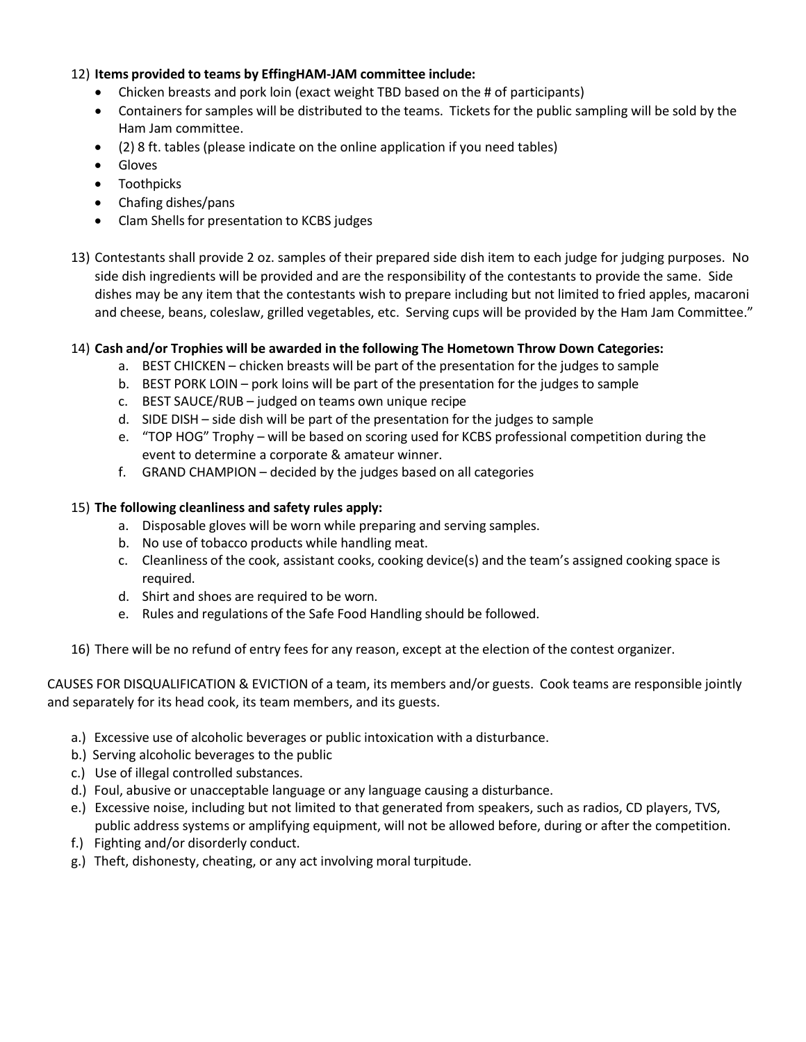12) **Items provided to teams by EffingHAM-JAM committee include:**
    - Chicken breasts and pork loin (exact weight TBD based on the # of participants)
    - Containers for samples will be distributed to the teams. Tickets for the public sampling will be sold by the Ham Jam committee.
    - (2) 8 ft. tables (please indicate on the online application if you need tables)
    - Gloves
    - Toothpicks
    - Chafing dishes/pans
    - Clam Shells for presentation to KCBS judges

13) Contestants shall provide 2 oz. samples of their prepared side dish item to each judge for judging purposes. No side dish ingredients will be provided and are the responsibility of the contestants to provide the same. Side dishes may be any item that the contestants wish to prepare including but not limited to fried apples, macaroni and cheese, beans, coleslaw, grilled vegetables, etc. Serving cups will be provided by the Ham Jam Committee."

14) **Cash and/or Trophies will be awarded in the following The Hometown Throw Down Categories:**
    a. BEST CHICKEN – chicken breasts will be part of the presentation for the judges to sample
    b. BEST PORK LOIN – pork loins will be part of the presentation for the judges to sample
    c. BEST SAUCE/RUB – judged on teams own unique recipe
    d. SIDE DISH – side dish will be part of the presentation for the judges to sample
    e. "TOP HOG" Trophy – will be based on scoring used for KCBS professional competition during the event to determine a corporate & amateur winner.
    f. GRAND CHAMPION – decided by the judges based on all categories

15) **The following cleanliness and safety rules apply:**
    a. Disposable gloves will be worn while preparing and serving samples.
    b. No use of tobacco products while handling meat.
    c. Cleanliness of the cook, assistant cooks, cooking device(s) and the team's assigned cooking space is required.
    d. Shirt and shoes are required to be worn.
    e. Rules and regulations of the Safe Food Handling should be followed.

16) There will be no refund of entry fees for any reason, except at the election of the contest organizer.

CAUSES FOR DISQUALIFICATION & EVICTION of a team, its members and/or guests. Cook teams are responsible jointly and separately for its head cook, its team members, and its guests.

a.) Excessive use of alcoholic beverages or public intoxication with a disturbance.
b.) Serving alcoholic beverages to the public
c.) Use of illegal controlled substances.
d.) Foul, abusive or unacceptable language or any language causing a disturbance.
e.) Excessive noise, including but not limited to that generated from speakers, such as radios, CD players, TVS, public address systems or amplifying equipment, will not be allowed before, during or after the competition.
f.) Fighting and/or disorderly conduct.
g.) Theft, dishonesty, cheating, or any act involving moral turpitude.